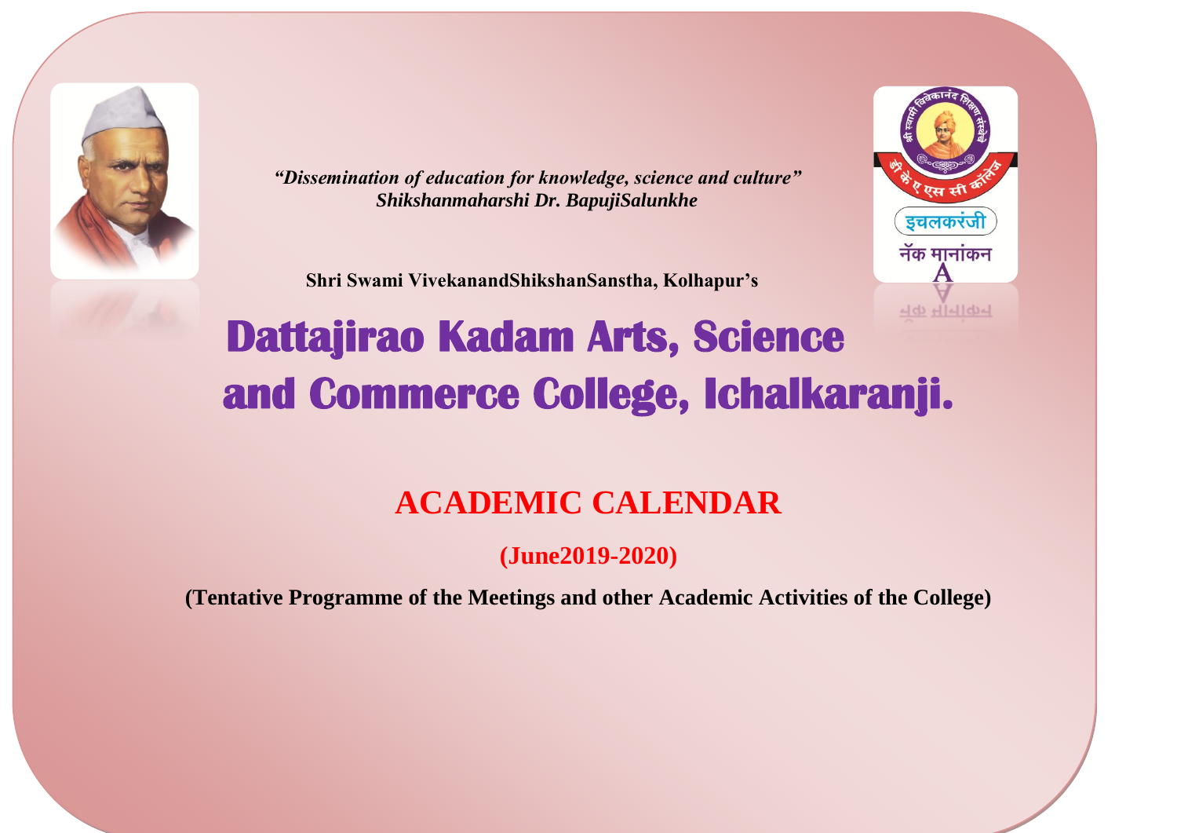*"Dissemination of education for knowledge, science and culture"*
***Shikshanmaharshi Dr. BapujiSalunkhe***

**Shri Swami VivekanandShikshanSanstha, Kolhapur's**

# Dattajirao Kadam Arts, Science and Commerce College, Ichalkaranji.

## ACADEMIC CALENDAR

**(June2019-2020)**

**(Tentative Programme of the Meetings and other Academic Activities of the College)**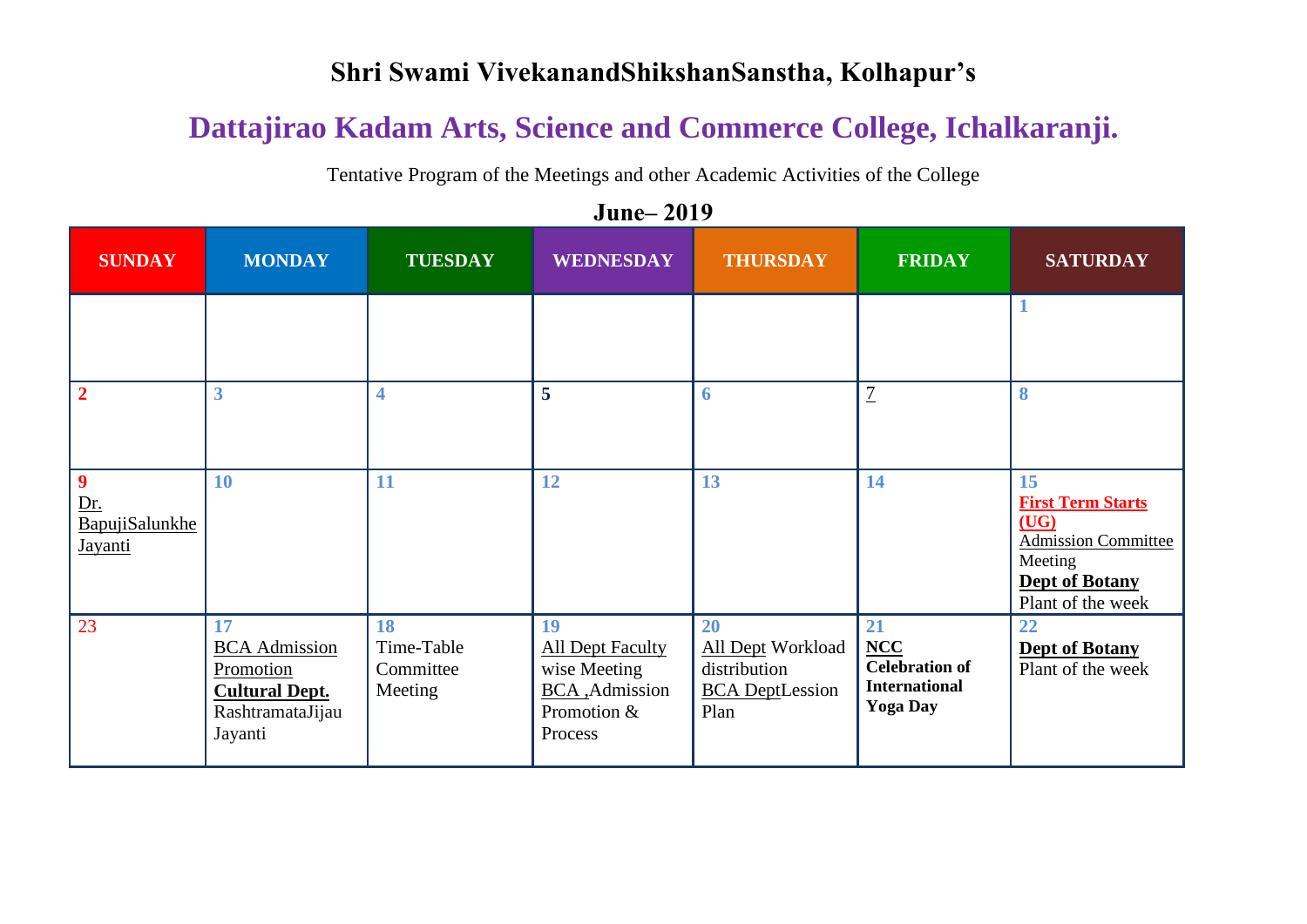**Shri Swami VivekanandShikshanSanstha, Kolhapur's**

# Dattajirao Kadam Arts, Science and Commerce College, Ichalkaranji.

Tentative Program of the Meetings and other Academic Activities of the College

## June– 2019

| SUNDAY | MONDAY | TUESDAY | WEDNESDAY | THURSDAY | FRIDAY | SATURDAY |
|---|---|---|---|---|---|---|
| | | | | | | 1 |
| 2 | 3 | 4 | 5 | 6 | 7 | 8 |
| 9 Dr. BapujiSalunkhe Jayanti | 10 | 11 | 12 | 13 | 14 | 15 **First Term Starts (UG)** Admission Committee Meeting **Dept of Botany** Plant of the week |
| 23 | 17 BCA Admission Promotion **Cultural Dept.** RashtramataJijau Jayanti | 18 Time-Table Committee Meeting | 19 All Dept Faculty wise Meeting BCA ,Admission Promotion & Process | 20 All Dept Workload distribution BCA DeptLession Plan | 21 **NCC** **Celebration of International Yoga Day** | 22 **Dept of Botany** Plant of the week |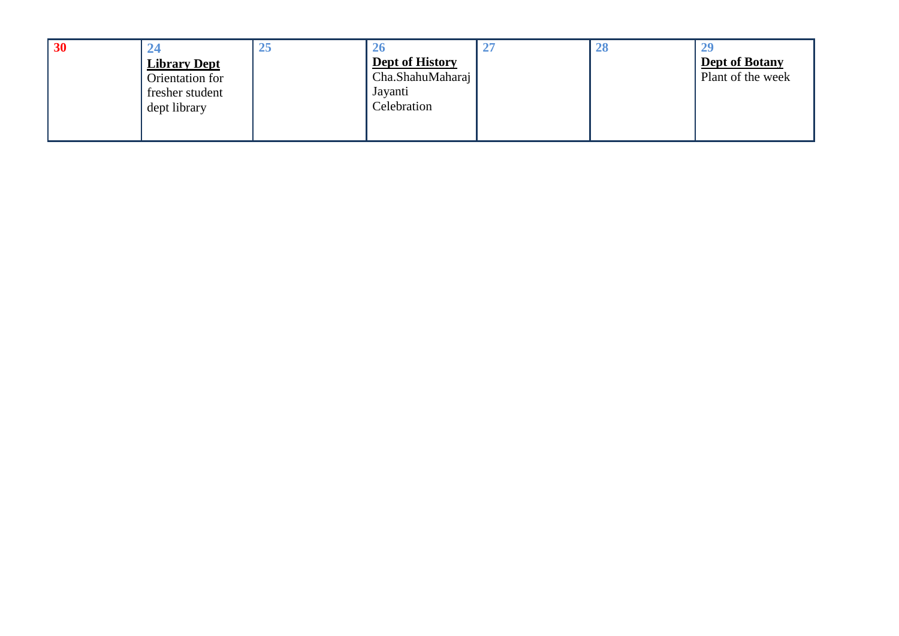| 30 | 24 **Library Dept** Orientation for fresher student dept library | 25 | 26 **Dept of History** Cha.ShahuMaharaj Jayanti Celebration | 27 | 28 | 29 **Dept of Botany** Plant of the week |
|---|---|---|---|---|---|---|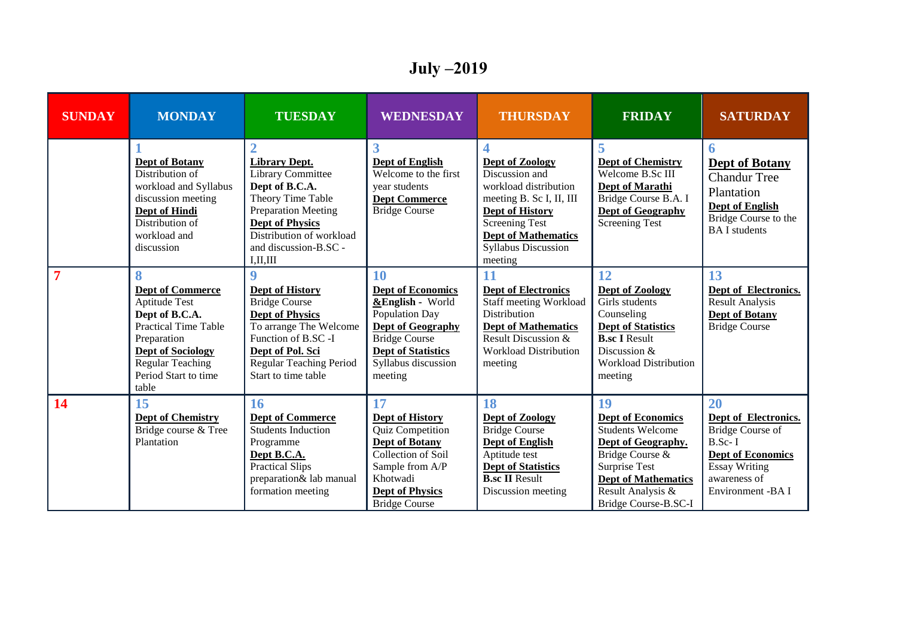# July –2019

| SUNDAY | MONDAY | TUESDAY | WEDNESDAY | THURSDAY | FRIDAY | SATURDAY |
|---|---|---|---|---|---|---|
| | **1**<br>**Dept of Botany**<br>Distribution of workload and Syllabus discussion meeting<br>**Dept of Hindi**<br>Distribution of workload and discussion | **2**<br>**Library Dept.**<br>Library Committee<br>**Dept of B.C.A.**<br>Theory Time Table Preparation Meeting<br>**Dept of Physics**<br>Distribution of workload and discussion-B.SC - I,II,III | **3**<br>**Dept of English**<br>Welcome to the first year students<br>**Dept Commerce**<br>Bridge Course | **4**<br>**Dept of Zoology**<br>Discussion and workload distribution meeting B. Sc I, II, III<br>**Dept of History**<br>Screening Test<br>**Dept of Mathematics**<br>Syllabus Discussion meeting | **5**<br>**Dept of Chemistry**<br>Welcome B.Sc III<br>**Dept of Marathi**<br>Bridge Course B.A. I<br>**Dept of Geography**<br>Screening Test | **6**<br>**Dept of Botany**<br>Chandur Tree Plantation<br>**Dept of English**<br>Bridge Course to the BA I students |
| **7** | **8**<br>**Dept of Commerce**<br>Aptitude Test<br>**Dept of B.C.A.**<br>Practical Time Table Preparation<br>**Dept of Sociology**<br>Regular Teaching Period Start to time table | **9**<br>**Dept of History**<br>Bridge Course<br>**Dept of Physics**<br>To arrange The Welcome Function of B.SC -I<br>**Dept of Pol. Sci**<br>Regular Teaching Period Start to time table | **10**<br>**Dept of Economics &English** - World Population Day<br>**Dept of Geography**<br>Bridge Course<br>**Dept of Statistics**<br>Syllabus discussion meeting | **11**<br>**Dept of Electronics**<br>Staff meeting Workload Distribution<br>**Dept of Mathematics**<br>Result Discussion & Workload Distribution meeting | **12**<br>**Dept of Zoology**<br>Girls students Counseling<br>**Dept of Statistics**<br>**B.sc I** Result Discussion & Workload Distribution meeting | **13**<br>**Dept of Electronics.**<br>Result Analysis<br>**Dept of Botany**<br>Bridge Course |
| **14** | **15**<br>**Dept of Chemistry**<br>Bridge course & Tree Plantation | **16**<br>**Dept of Commerce**<br>Students Induction Programme<br>**Dept B.C.A.**<br>Practical Slips preparation& lab manual formation meeting | **17**<br>**Dept of History**<br>Quiz Competition<br>**Dept of Botany**<br>Collection of Soil Sample from A/P Khotwadi<br>**Dept of Physics**<br>Bridge Course | **18**<br>**Dept of Zoology**<br>Bridge Course<br>**Dept of English**<br>Aptitude test<br>**Dept of Statistics**<br>**B.sc II** Result Discussion meeting | **19**<br>**Dept of Economics**<br>Students Welcome<br>**Dept of Geography.**<br>Bridge Course & Surprise Test<br>**Dept of Mathematics**<br>Result Analysis & Bridge Course-B.SC-I | **20**<br>**Dept of Electronics.**<br>Bridge Course of B.Sc- I<br>**Dept of Economics**<br>Essay Writing awareness of Environment -BA I |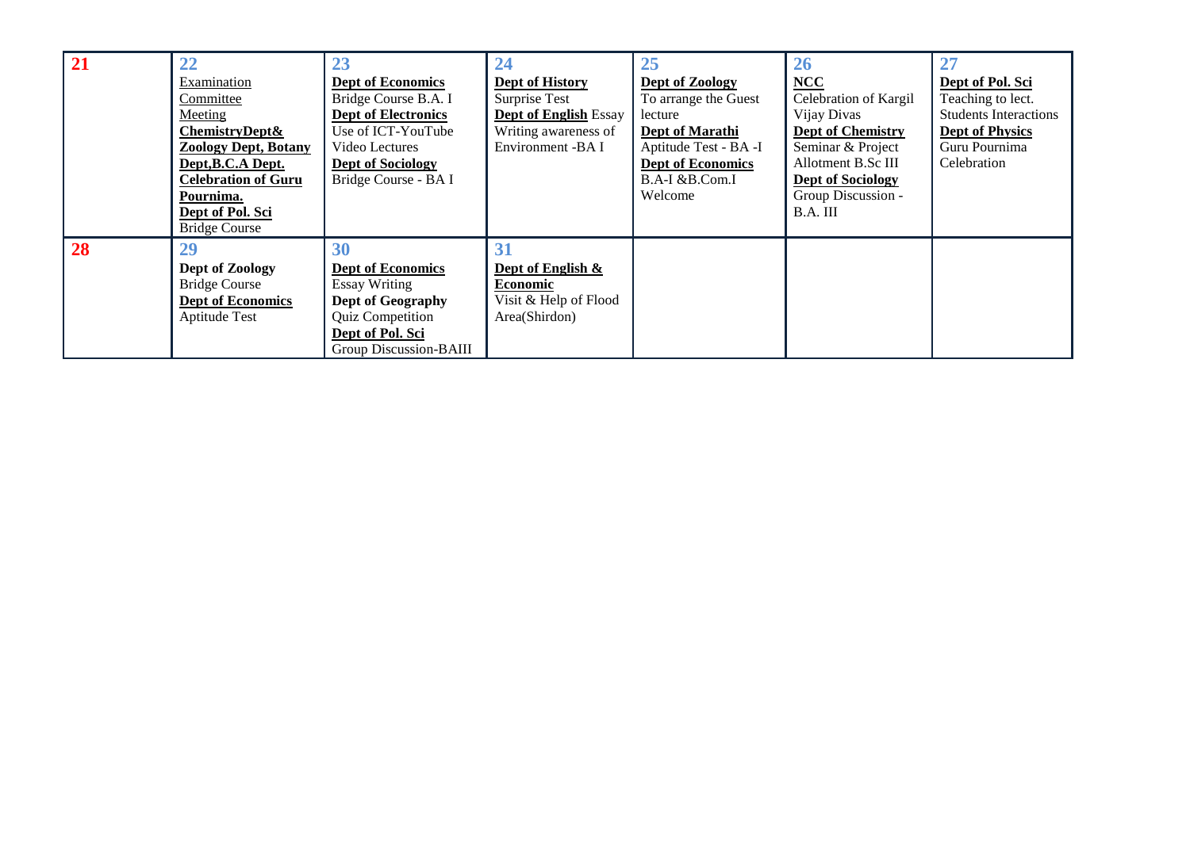| 21 | 22 | 23 | 24 | 25 | 26 | 27 |
|---|---|---|---|---|---|---|
| | Examination Committee Meeting **ChemistryDept& Zoology Dept, Botany Dept,B.C.A Dept. Celebration of Guru Pournima.** **Dept of Pol. Sci** Bridge Course | **Dept of Economics** Bridge Course B.A. I **Dept of Electronics** Use of ICT-YouTube Video Lectures **Dept of Sociology** Bridge Course - BA I | **Dept of History** Surprise Test **Dept of English** Essay Writing awareness of Environment -BA I | **Dept of Zoology** To arrange the Guest lecture **Dept of Marathi** Aptitude Test - BA -I **Dept of Economics** B.A-I &B.Com.I Welcome | **NCC** Celebration of Kargil Vijay Divas **Dept of Chemistry** Seminar & Project Allotment B.Sc III **Dept of Sociology** Group Discussion - B.A. III | **Dept of Pol. Sci** Teaching to lect. Students Interactions **Dept of Physics** Guru Pournima Celebration |
| **28** | **29** **Dept of Zoology** Bridge Course **Dept of Economics** Aptitude Test | **30** **Dept of Economics** Essay Writing **Dept of Geography** Quiz Competition **Dept of Pol. Sci** Group Discussion-BAIII | **31** **Dept of English & Economic** Visit & Help of Flood Area(Shirdon) | | | |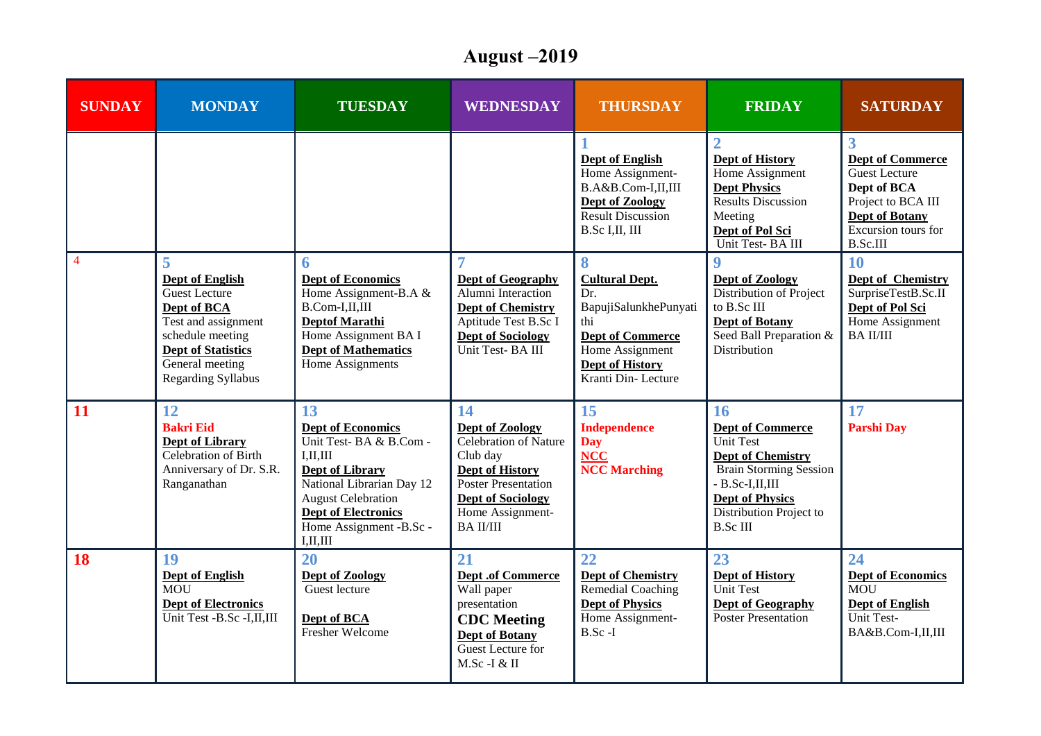# August –2019

| SUNDAY | MONDAY | TUESDAY | WEDNESDAY | THURSDAY | FRIDAY | SATURDAY |
|---|---|---|---|---|---|---|
| | | | | **1**<br>**Dept of English**<br>Home Assignment-B.A&B.Com-I,II,III<br>**Dept of Zoology**<br>Result Discussion B.Sc I,II, III | **2**<br>**Dept of History**<br>Home Assignment<br>**Dept Physics**<br>Results Discussion Meeting<br>**Dept of Pol Sci**<br>Unit Test- BA III | **3**<br>**Dept of Commerce**<br>Guest Lecture<br>**Dept of BCA**<br>Project to BCA III<br>**Dept of Botany**<br>Excursion tours for B.Sc.III |
| 4 | **5**<br>**Dept of English**<br>Guest Lecture<br>**Dept of BCA**<br>Test and assignment schedule meeting<br>**Dept of Statistics**<br>General meeting Regarding Syllabus | **6**<br>**Dept of Economics**<br>Home Assignment-B.A & B.Com-I,II,III<br>**Deptof Marathi**<br>Home Assignment BA I<br>**Dept of Mathematics**<br>Home Assignments | **7**<br>**Dept of Geography**<br>Alumni Interaction<br>**Dept of Chemistry**<br>Aptitude Test B.Sc I<br>**Dept of Sociology**<br>Unit Test- BA III | **8**<br>**Cultural Dept.**<br>Dr. BapujiSalunkhePunyatithi<br>**Dept of Commerce**<br>Home Assignment<br>**Dept of History**<br>Kranti Din- Lecture | **9**<br>**Dept of Zoology**<br>Distribution of Project to B.Sc III<br>**Dept of Botany**<br>Seed Ball Preparation & Distribution | **10**<br>**Dept of Chemistry**<br>SurpriseTestB.Sc.II<br>**Dept of Pol Sci**<br>Home Assignment BA II/III |
| **11** | **12**<br>**Bakri Eid**<br>**Dept of Library**<br>Celebration of Birth Anniversary of Dr. S.R. Ranganathan | **13**<br>**Dept of Economics**<br>Unit Test- BA & B.Com -I,II,III<br>**Dept of Library**<br>National Librarian Day 12 August Celebration<br>**Dept of Electronics**<br>Home Assignment -B.Sc -I,II,III | **14**<br>**Dept of Zoology**<br>Celebration of Nature Club day<br>**Dept of History**<br>Poster Presentation<br>**Dept of Sociology**<br>Home Assignment-BA II/III | **15**<br>**Independence Day**<br>**NCC**<br>**NCC Marching** | **16**<br>**Dept of Commerce**<br>Unit Test<br>**Dept of Chemistry**<br>Brain Storming Session - B.Sc-I,II,III<br>**Dept of Physics**<br>Distribution Project to B.Sc III | **17**<br>**Parshi Day** |
| **18** | **19**<br>**Dept of English**<br>MOU<br>**Dept of Electronics**<br>Unit Test -B.Sc -I,II,III | **20**<br>**Dept of Zoology**<br>Guest lecture<br>**Dept of BCA**<br>Fresher Welcome | **21**<br>**Dept .of Commerce**<br>Wall paper presentation<br>**CDC Meeting**<br>**Dept of Botany**<br>Guest Lecture for M.Sc -I & II | **22**<br>**Dept of Chemistry**<br>Remedial Coaching<br>**Dept of Physics**<br>Home Assignment-B.Sc -I | **23**<br>**Dept of History**<br>Unit Test<br>**Dept of Geography**<br>Poster Presentation | **24**<br>**Dept of Economics**<br>MOU<br>**Dept of English**<br>Unit Test-BA&B.Com-I,II,III |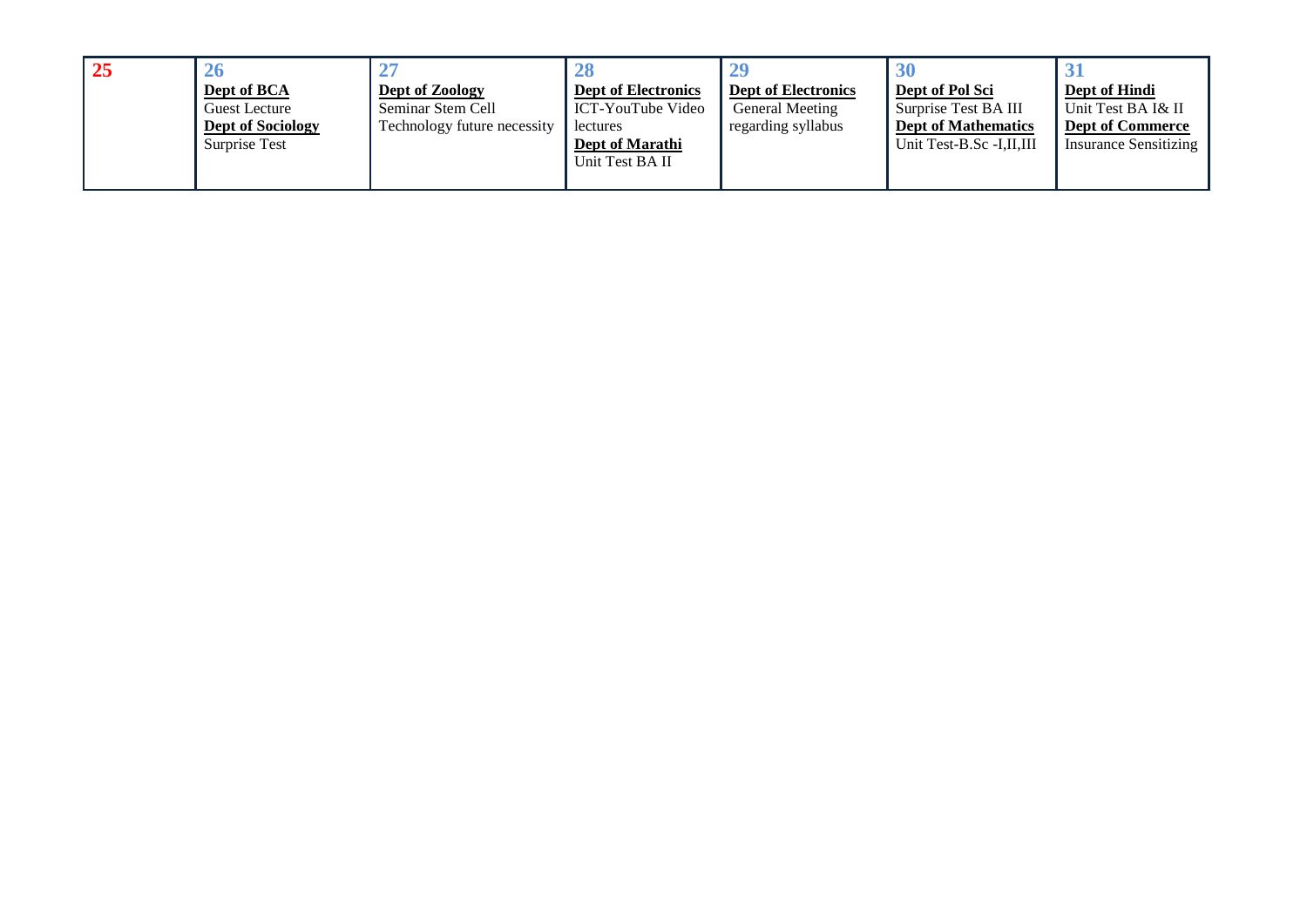| 25 | 26 | 27 | 28 | 29 | 30 | 31 |
|---|---|---|---|---|---|---|
| | **Dept of BCA**<br>Guest Lecture<br>**Dept of Sociology**<br>Surprise Test | **Dept of Zoology**<br>Seminar Stem Cell Technology future necessity | **Dept of Electronics**<br>ICT-YouTube Video lectures<br>**Dept of Marathi**<br>Unit Test BA II | **Dept of Electronics**<br>General Meeting regarding syllabus | **Dept of Pol Sci**<br>Surprise Test BA III<br>**Dept of Mathematics**<br>Unit Test-B.Sc -I,II,III | **Dept of Hindi**<br>Unit Test BA I& II<br>**Dept of Commerce**<br>Insurance Sensitizing |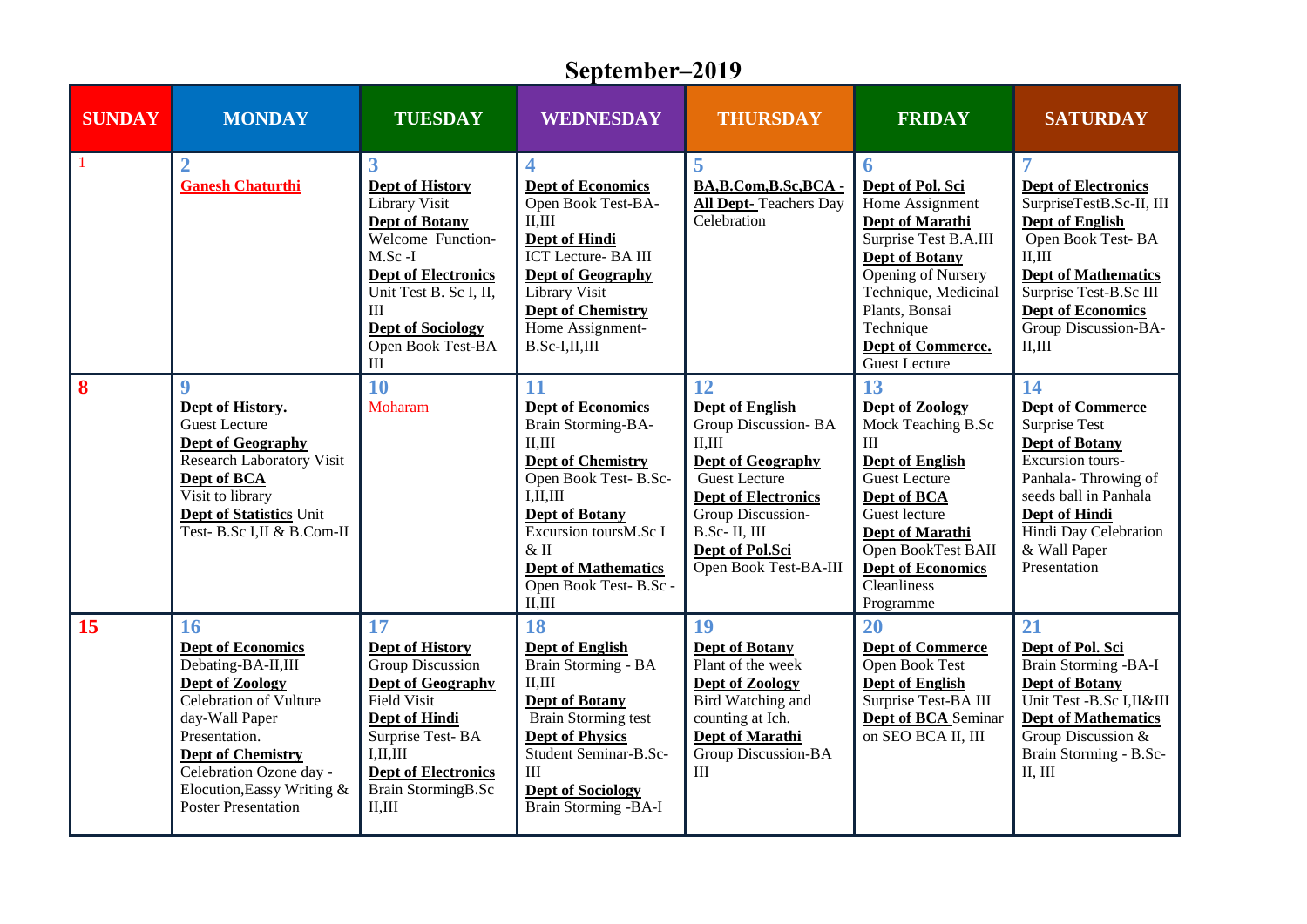# September–2019

| SUNDAY | MONDAY | TUESDAY | WEDNESDAY | THURSDAY | FRIDAY | SATURDAY |
|---|---|---|---|---|---|---|
| 1 | **2**<br>**Ganesh Chaturthi** | **3**<br>**Dept of History** Library Visit<br>**Dept of Botany** Welcome Function- M.Sc -I<br>**Dept of Electronics** Unit Test B. Sc I, II, III<br>**Dept of Sociology** Open Book Test-BA III | **4**<br>**Dept of Economics** Open Book Test-BA- II,III<br>**Dept of Hindi** ICT Lecture- BA III<br>**Dept of Geography** Library Visit<br>**Dept of Chemistry** Home Assignment- B.Sc-I,II,III | **5**<br>**BA,B.Com,B.Sc,BCA - All Dept-** Teachers Day Celebration | **6**<br>**Dept of Pol. Sci** Home Assignment<br>**Dept of Marathi** Surprise Test B.A.III<br>**Dept of Botany** Opening of Nursery Technique, Medicinal Plants, Bonsai Technique<br>**Dept of Commerce.** Guest Lecture | **7**<br>**Dept of Electronics** SurpriseTestB.Sc-II, III<br>**Dept of English** Open Book Test- BA II,III<br>**Dept of Mathematics** Surprise Test-B.Sc III<br>**Dept of Economics** Group Discussion-BA- II,III |
| **8** | **9**<br>**Dept of History.** Guest Lecture<br>**Dept of Geography** Research Laboratory Visit<br>**Dept of BCA** Visit to library<br>**Dept of Statistics** Unit Test- B.Sc I,II & B.Com-II | **10**<br>Moharam | **11**<br>**Dept of Economics** Brain Storming-BA- II,III<br>**Dept of Chemistry** Open Book Test- B.Sc- I,II,III<br>**Dept of Botany** Excursion toursM.Sc I & II<br>**Dept of Mathematics** Open Book Test- B.Sc - II,III | **12**<br>**Dept of English** Group Discussion- BA II,III<br>**Dept of Geography** Guest Lecture<br>**Dept of Electronics** Group Discussion- B.Sc- II, III<br>**Dept of Pol.Sci** Open Book Test-BA-III | **13**<br>**Dept of Zoology** Mock Teaching B.Sc III<br>**Dept of English** Guest Lecture<br>**Dept of BCA** Guest lecture<br>**Dept of Marathi** Open BookTest BAII<br>**Dept of Economics** Cleanliness Programme | **14**<br>**Dept of Commerce** Surprise Test<br>**Dept of Botany** Excursion tours- Panhala- Throwing of seeds ball in Panhala<br>**Dept of Hindi** Hindi Day Celebration & Wall Paper Presentation |
| **15** | **16**<br>**Dept of Economics** Debating-BA-II,III<br>**Dept of Zoology** Celebration of Vulture day-Wall Paper Presentation.<br>**Dept of Chemistry** Celebration Ozone day - Elocution,Eassy Writing & Poster Presentation | **17**<br>**Dept of History** Group Discussion<br>**Dept of Geography** Field Visit<br>**Dept of Hindi** Surprise Test- BA I,II,III<br>**Dept of Electronics** Brain StormingB.Sc II,III | **18**<br>**Dept of English** Brain Storming - BA II,III<br>**Dept of Botany** Brain Storming test<br>**Dept of Physics** Student Seminar-B.Sc- III<br>**Dept of Sociology** Brain Storming -BA-I | **19**<br>**Dept of Botany** Plant of the week<br>**Dept of Zoology** Bird Watching and counting at Ich.<br>**Dept of Marathi** Group Discussion-BA III | **20**<br>**Dept of Commerce** Open Book Test<br>**Dept of English** Surprise Test-BA III<br>**Dept of BCA** Seminar on SEO BCA II, III | **21**<br>**Dept of Pol. Sci** Brain Storming -BA-I<br>**Dept of Botany** Unit Test -B.Sc I,II&III<br>**Dept of Mathematics** Group Discussion & Brain Storming - B.Sc- II, III |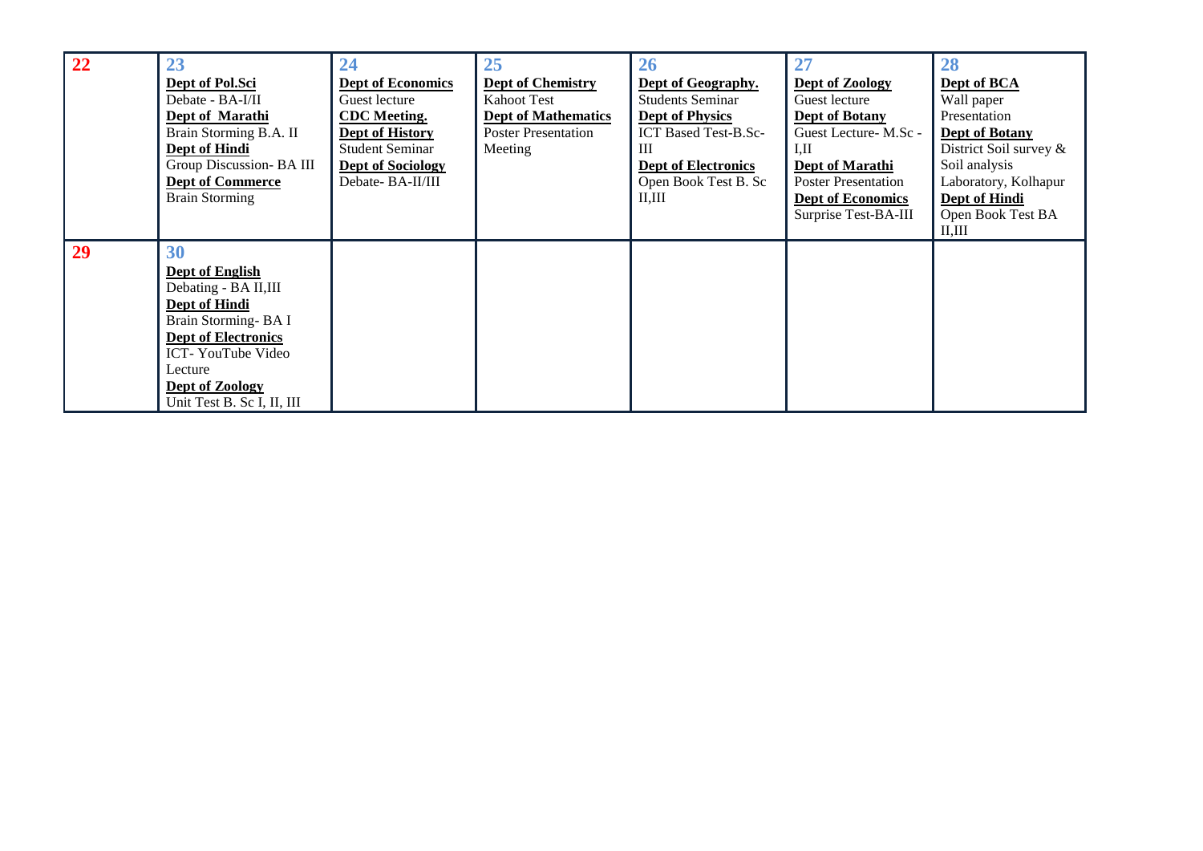| 22 | 23 | 24 | 25 | 26 | 27 | 28 |
|---|---|---|---|---|---|---|
| | **Dept of Pol.Sci**<br>Debate - BA-I/II<br>**Dept of Marathi**<br>Brain Storming B.A. II<br>**Dept of Hindi**<br>Group Discussion- BA III<br>**Dept of Commerce**<br>Brain Storming | **Dept of Economics**<br>Guest lecture<br>**CDC Meeting.**<br>**Dept of History**<br>Student Seminar<br>**Dept of Sociology**<br>Debate- BA-II/III | **Dept of Chemistry**<br>Kahoot Test<br>**Dept of Mathematics**<br>Poster Presentation<br>Meeting | **Dept of Geography.**<br>Students Seminar<br>**Dept of Physics**<br>ICT Based Test-B.Sc-III<br>**Dept of Electronics**<br>Open Book Test B. Sc II,III | **Dept of Zoology**<br>Guest lecture<br>**Dept of Botany**<br>Guest Lecture- M.Sc - I,II<br>**Dept of Marathi**<br>Poster Presentation<br>**Dept of Economics**<br>Surprise Test-BA-III | **Dept of BCA**<br>Wall paper Presentation<br>**Dept of Botany**<br>District Soil survey & Soil analysis Laboratory, Kolhapur<br>**Dept of Hindi**<br>Open Book Test BA II,III |
| **29** | **30**<br>**Dept of English**<br>Debating - BA II,III<br>**Dept of Hindi**<br>Brain Storming- BA I<br>**Dept of Electronics**<br>ICT- YouTube Video Lecture<br>**Dept of Zoology**<br>Unit Test B. Sc I, II, III | | | | | |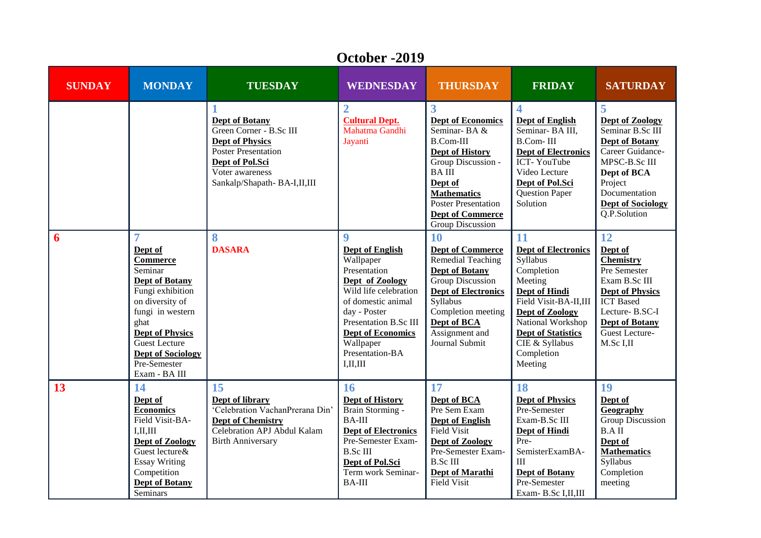# October -2019

| SUNDAY | MONDAY | TUESDAY | WEDNESDAY | THURSDAY | FRIDAY | SATURDAY |
|---|---|---|---|---|---|---|
| | | **1** **Dept of Botany** Green Corner - B.Sc III **Dept of Physics** Poster Presentation **Dept of Pol.Sci** Voter awareness Sankalp/Shapath- BA-I,II,III | **2** **Cultural Dept.** Mahatma Gandhi Jayanti | **3** **Dept of Economics** Seminar- BA & B.Com-III **Dept of History** Group Discussion - BA III **Dept of Mathematics** Poster Presentation **Dept of Commerce** Group Discussion | **4** **Dept of English** Seminar- BA III, B.Com- III **Dept of Electronics** ICT- YouTube Video Lecture **Dept of Pol.Sci** Question Paper Solution | **5** **Dept of Zoology** Seminar B.Sc III **Dept of Botany** Career Guidance- MPSC-B.Sc III **Dept of BCA** Project Documentation **Dept of Sociology** Q.P.Solution |
| **6** | **7** **Dept of Commerce** Seminar **Dept of Botany** Fungi exhibition on diversity of fungi in western ghat **Dept of Physics** Guest Lecture **Dept of Sociology** Pre-Semester Exam - BA III | **8** **DASARA** | **9** **Dept of English** Wallpaper Presentation **Dept of Zoology** Wild life celebration of domestic animal day - Poster Presentation B.Sc III **Dept of Economics** Wallpaper Presentation-BA I,II,III | **10** **Dept of Commerce** Remedial Teaching **Dept of Botany** Group Discussion **Dept of Electronics** Syllabus Completion meeting **Dept of BCA** Assignment and Journal Submit | **11** **Dept of Electronics** Syllabus Completion Meeting **Dept of Hindi** Field Visit-BA-II,III **Dept of Zoology** National Workshop **Dept of Statistics** CIE & Syllabus Completion Meeting | **12** **Dept of Chemistry** Pre Semester Exam B.Sc III **Dept of Physics** ICT Based Lecture- B.SC-I **Dept of Botany** Guest Lecture- M.Sc I,II |
| **13** | **14** **Dept of Economics** Field Visit-BA-I,II,III **Dept of Zoology** Guest lecture& Essay Writing Competition **Dept of Botany** Seminars | **15** **Dept of library** 'Celebration VachanPrerana Din' **Dept of Chemistry** Celebration APJ Abdul Kalam Birth Anniversary | **16** **Dept of History** Brain Storming - BA-III **Dept of Electronics** Pre-Semester Exam- B.Sc III **Dept of Pol.Sci** Term work Seminar- BA-III | **17** **Dept of BCA** Pre Sem Exam **Dept of English** Field Visit **Dept of Zoology** Pre-Semester Exam- B.Sc III **Dept of Marathi** Field Visit | **18** **Dept of Physics** Pre-Semester Exam-B.Sc III **Dept of Hindi** Pre-SemisterExamBA-III **Dept of Botany** Pre-Semester Exam- B.Sc I,II,III | **19** **Dept of Geography** Group Discussion B.A II **Dept of Mathematics** Syllabus Completion meeting |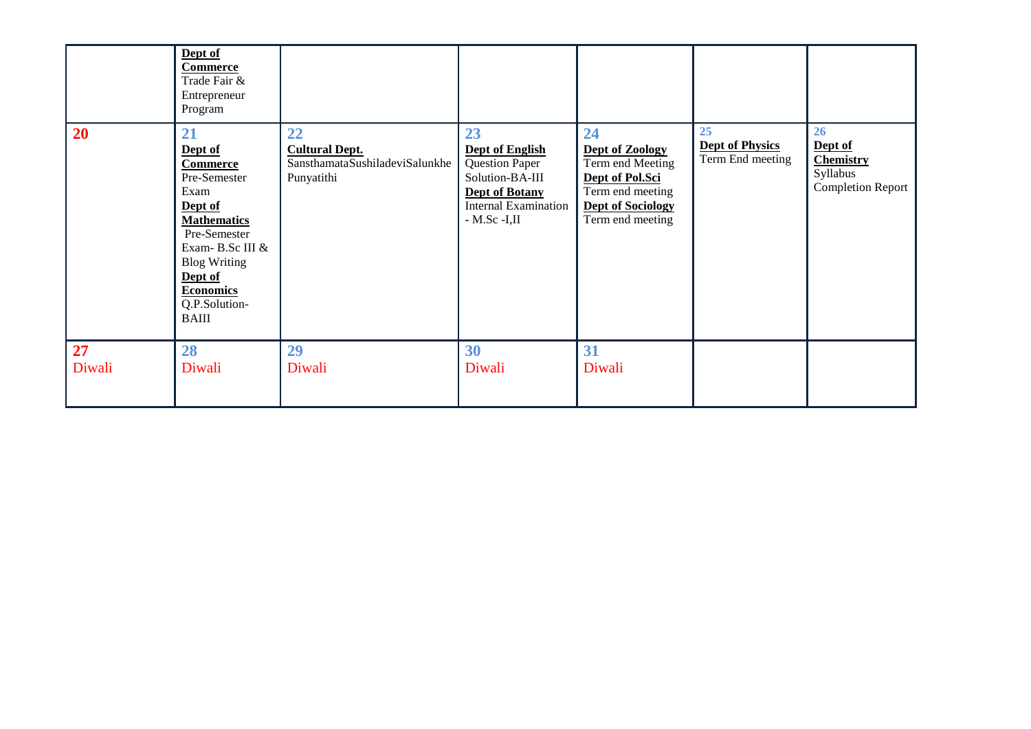| | | | | | | |
|---|---|---|---|---|---|---|
| | **Dept of Commerce** Trade Fair & Entrepreneur Program | | | | | |
| **20** | **21** **Dept of Commerce** Pre-Semester Exam **Dept of Mathematics** Pre-Semester Exam- B.Sc III & Blog Writing **Dept of Economics** Q.P.Solution-BAIII | **22** **Cultural Dept.** SansthamataSushiladeviSalunkhe Punyatithi | **23** **Dept of English** Question Paper Solution-BA-III **Dept of Botany** Internal Examination - M.Sc -I,II | **24** **Dept of Zoology** Term end Meeting **Dept of Pol.Sci** Term end meeting **Dept of Sociology** Term end meeting | **25** **Dept of Physics** Term End meeting | **26** **Dept of Chemistry** Syllabus Completion Report |
| **27** Diwali | **28** Diwali | **29** Diwali | **30** Diwali | **31** Diwali | | |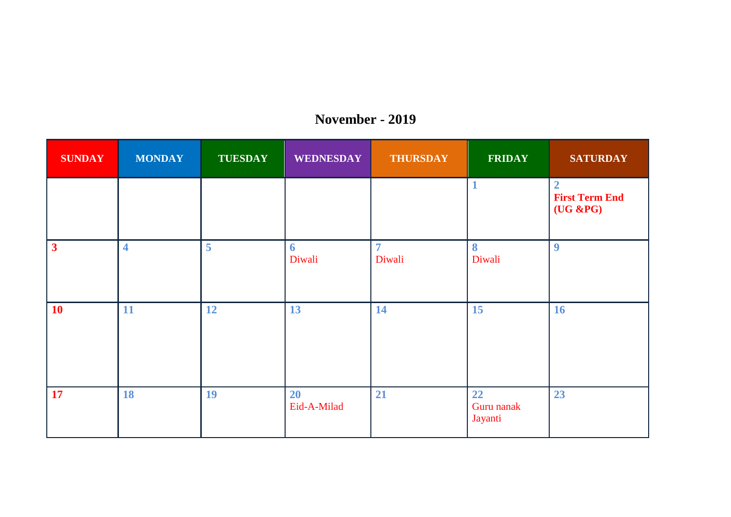# November - 2019

| SUNDAY | MONDAY | TUESDAY | WEDNESDAY | THURSDAY | FRIDAY | SATURDAY |
|---|---|---|---|---|---|---|
| | | | | | 1 | 2 **First Term End (UG &PG)** |
| 3 | 4 | 5 | 6 Diwali | 7 Diwali | 8 Diwali | 9 |
| 10 | 11 | 12 | 13 | 14 | 15 | 16 |
| 17 | 18 | 19 | 20 Eid-A-Milad | 21 | 22 Guru nanak Jayanti | 23 |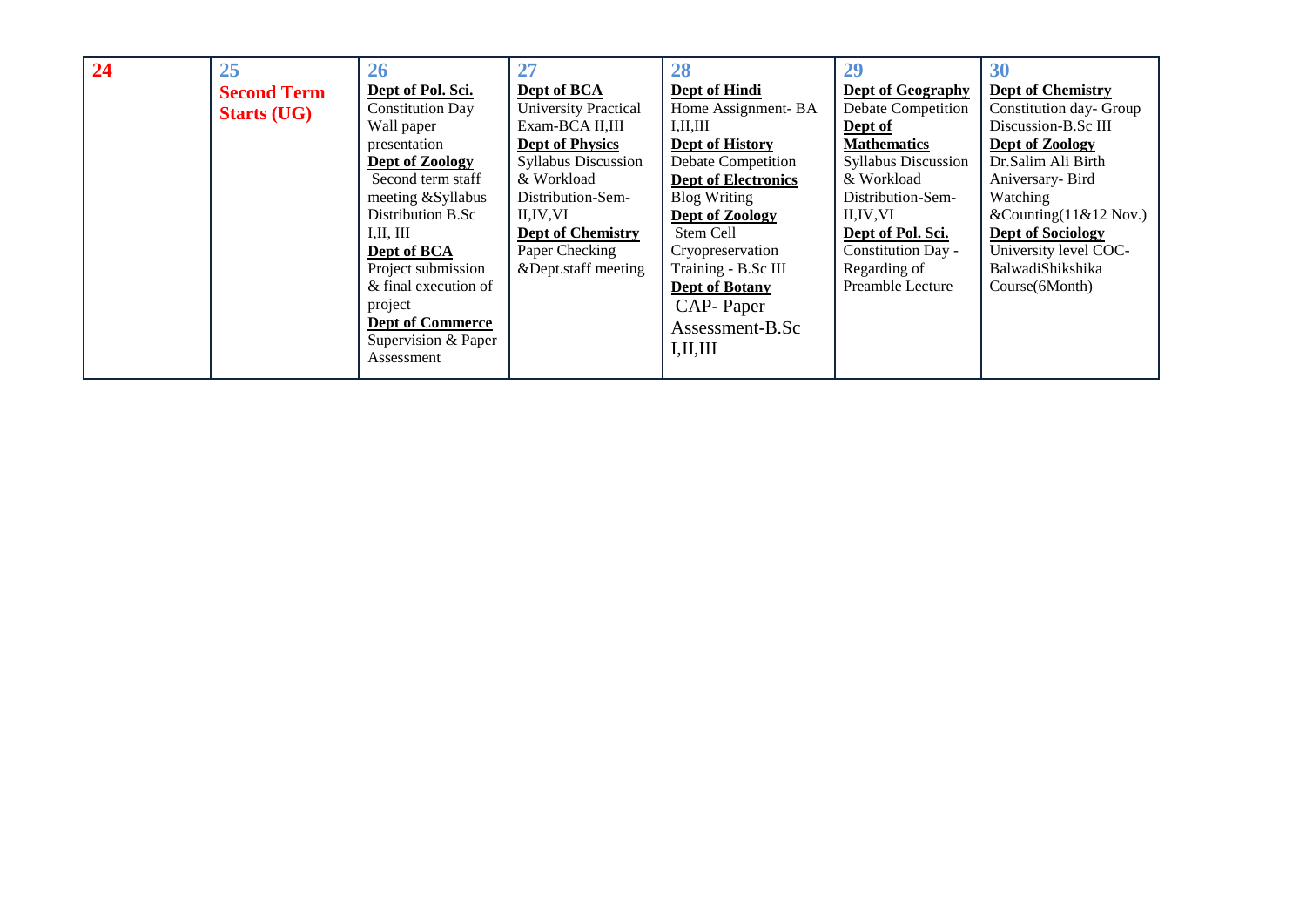| 24 | 25 | 26 | 27 | 28 | 29 | 30 |
|---|---|---|---|---|---|---|
| | **Second Term Starts (UG)** | **Dept of Pol. Sci.** Constitution Day Wall paper presentation **Dept of Zoology** Second term staff meeting &Syllabus Distribution B.Sc I,II, III **Dept of BCA** Project submission & final execution of project **Dept of Commerce** Supervision & Paper Assessment | **Dept of BCA** University Practical Exam-BCA II,III **Dept of Physics** Syllabus Discussion & Workload Distribution-Sem-II,IV,VI **Dept of Chemistry** Paper Checking &Dept.staff meeting | **Dept of Hindi** Home Assignment- BA I,II,III **Dept of History** Debate Competition **Dept of Electronics** Blog Writing **Dept of Zoology** Stem Cell Cryopreservation Training - B.Sc III **Dept of Botany** CAP- Paper Assessment-B.Sc I,II,III | **Dept of Geography** Debate Competition **Dept of Mathematics** Syllabus Discussion & Workload Distribution-Sem-II,IV,VI **Dept of Pol. Sci.** Constitution Day - Regarding of Preamble Lecture | **Dept of Chemistry** Constitution day- Group Discussion-B.Sc III **Dept of Zoology** Dr.Salim Ali Birth Aniversary- Bird Watching &Counting(11&12 Nov.) **Dept of Sociology** University level COC- BalwadiShikshika Course(6Month) |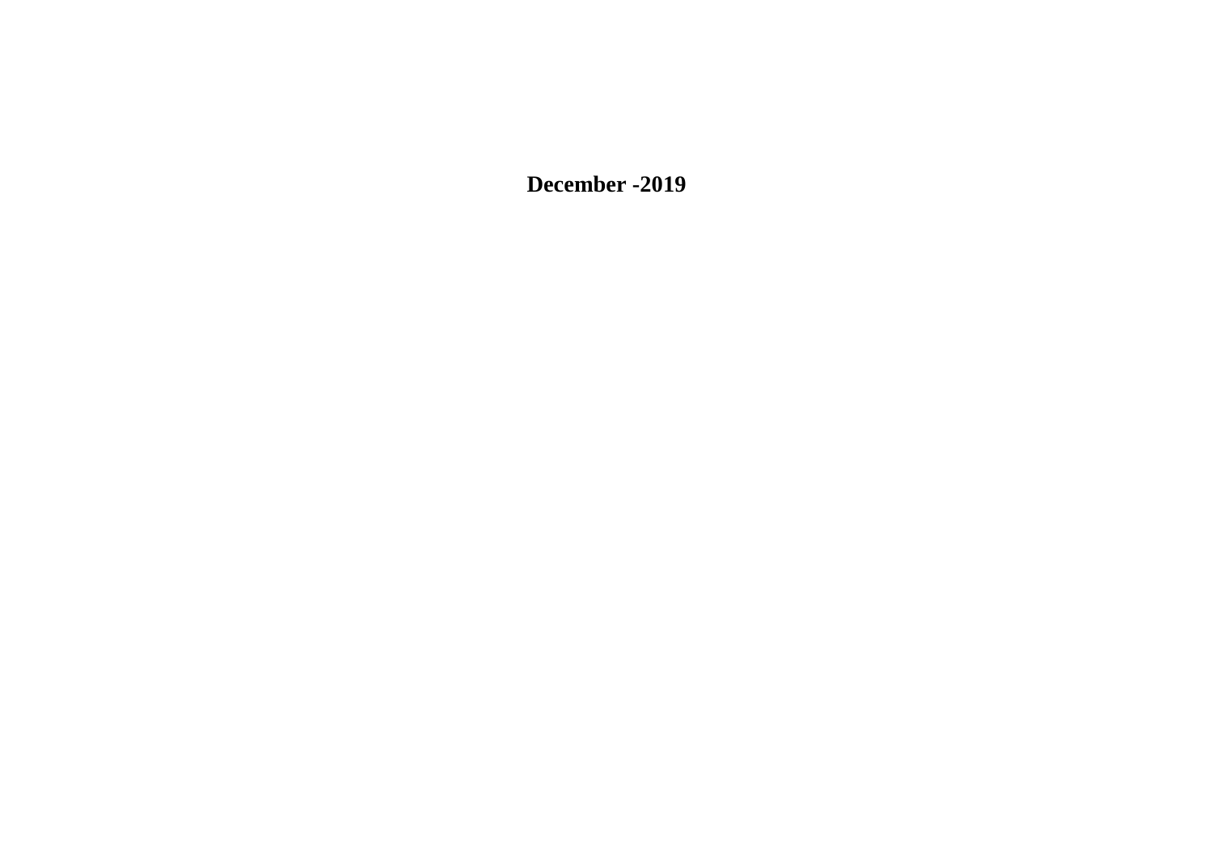**December -2019**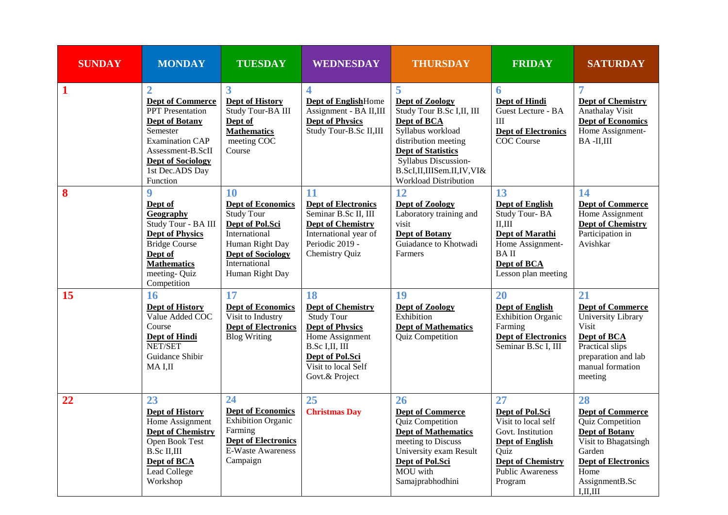| SUNDAY | MONDAY | TUESDAY | WEDNESDAY | THURSDAY | FRIDAY | SATURDAY |
|---|---|---|---|---|---|---|
| **1** | **2**<br>**Dept of Commerce**<br>PPT Presentation<br>**Dept of Botany**<br>Semester Examination CAP Assessment-B.ScII<br>**Dept of Sociology**<br>1st Dec.ADS Day Function | **3**<br>**Dept of History**<br>Study Tour-BA III<br>**Dept of Mathematics**<br>meeting COC Course | **4**<br>**Dept of English**Home Assignment - BA II,III<br>**Dept of Physics**<br>Study Tour-B.Sc II,III | **5**<br>**Dept of Zoology**<br>Study Tour B.Sc I,II, III<br>**Dept of BCA**<br>Syllabus workload distribution meeting<br>**Dept of Statistics**<br>Syllabus Discussion-B.ScI,II,IIISem.II,IV,VI& Workload Distribution | **6**<br>**Dept of Hindi**<br>Guest Lecture - BA III<br>**Dept of Electronics**<br>COC Course | **7**<br>**Dept of Chemistry**<br>Anathalay Visit<br>**Dept of Economics**<br>Home Assignment-BA -II,III |
| **8** | **9**<br>**Dept of Geography**<br>Study Tour - BA III<br>**Dept of Physics**<br>Bridge Course<br>**Dept of Mathematics**<br>meeting- Quiz Competition | **10**<br>**Dept of Economics**<br>Study Tour<br>**Dept of Pol.Sci**<br>International Human Right Day<br>**Dept of Sociology**<br>International Human Right Day | **11**<br>**Dept of Electronics**<br>Seminar B.Sc II, III<br>**Dept of Chemistry**<br>International year of Periodic 2019 - Chemistry Quiz | **12**<br>**Dept of Zoology**<br>Laboratory training and visit<br>**Dept of Botany**<br>Guiadance to Khotwadi Farmers | **13**<br>**Dept of English**<br>Study Tour- BA II,III<br>**Dept of Marathi**<br>Home Assignment-BA II<br>**Dept of BCA**<br>Lesson plan meeting | **14**<br>**Dept of Commerce**<br>Home Assignment<br>**Dept of Chemistry**<br>Participation in Avishkar |
| **15** | **16**<br>**Dept of History**<br>Value Added COC Course<br>**Dept of Hindi**<br>NET/SET Guidance Shibir MA I,II | **17**<br>**Dept of Economics**<br>Visit to Industry<br>**Dept of Electronics**<br>Blog Writing | **18**<br>**Dept of Chemistry**<br>Study Tour<br>**Dept of Physics**<br>Home Assignment B.Sc I,II, III<br>**Dept of Pol.Sci**<br>Visit to local Self Govt.& Project | **19**<br>**Dept of Zoology**<br>Exhibition<br>**Dept of Mathematics**<br>Quiz Competition | **20**<br>**Dept of English**<br>Exhibition Organic Farming<br>**Dept of Electronics**<br>Seminar B.Sc I, III | **21**<br>**Dept of Commerce**<br>University Library Visit<br>**Dept of BCA**<br>Practical slips preparation and lab manual formation meeting |
| **22** | **23**<br>**Dept of History**<br>Home Assignment<br>**Dept of Chemistry**<br>Open Book Test B.Sc II,III<br>**Dept of BCA**<br>Lead College Workshop | **24**<br>**Dept of Economics**<br>Exhibition Organic Farming<br>**Dept of Electronics**<br>E-Waste Awareness Campaign | **25**<br>**Christmas Day** | **26**<br>**Dept of Commerce**<br>Quiz Competition<br>**Dept of Mathematics**<br>meeting to Discuss University exam Result<br>**Dept of Pol.Sci**<br>MOU with Samajprabhodhini | **27**<br>**Dept of Pol.Sci**<br>Visit to local self Govt. Institution<br>**Dept of English**<br>Quiz<br>**Dept of Chemistry**<br>Public Awareness Program | **28**<br>**Dept of Commerce**<br>Quiz Competition<br>**Dept of Botany**<br>Visit to Bhagatsingh Garden<br>**Dept of Electronics**<br>Home AssignmentB.Sc I,II,III |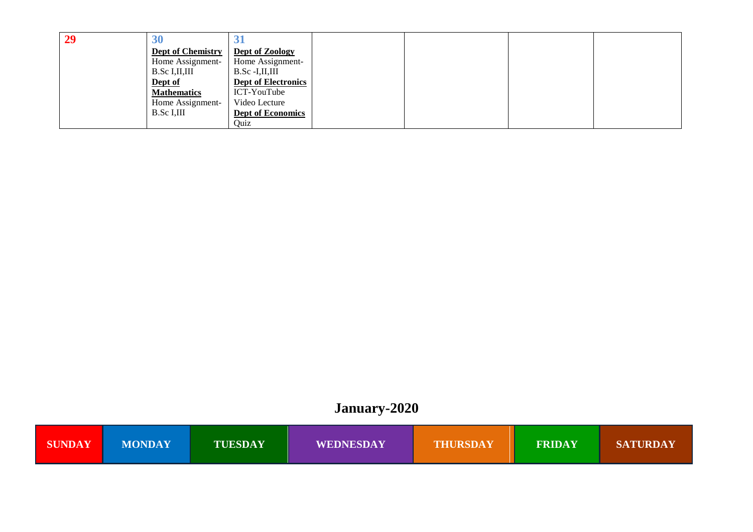| 29 | 30 | 31 | | | | |
|---|---|---|---|---|---|---|
| | **Dept of Chemistry** Home Assignment- B.Sc I,II,III **Dept of Mathematics** Home Assignment- B.Sc I,III | **Dept of Zoology** Home Assignment- B.Sc -I,II,III **Dept of Electronics** ICT-YouTube Video Lecture **Dept of Economics** Quiz | | | | |

# January-2020

| SUNDAY | MONDAY | TUESDAY | WEDNESDAY | THURSDAY | FRIDAY | SATURDAY |
|---|---|---|---|---|---|---|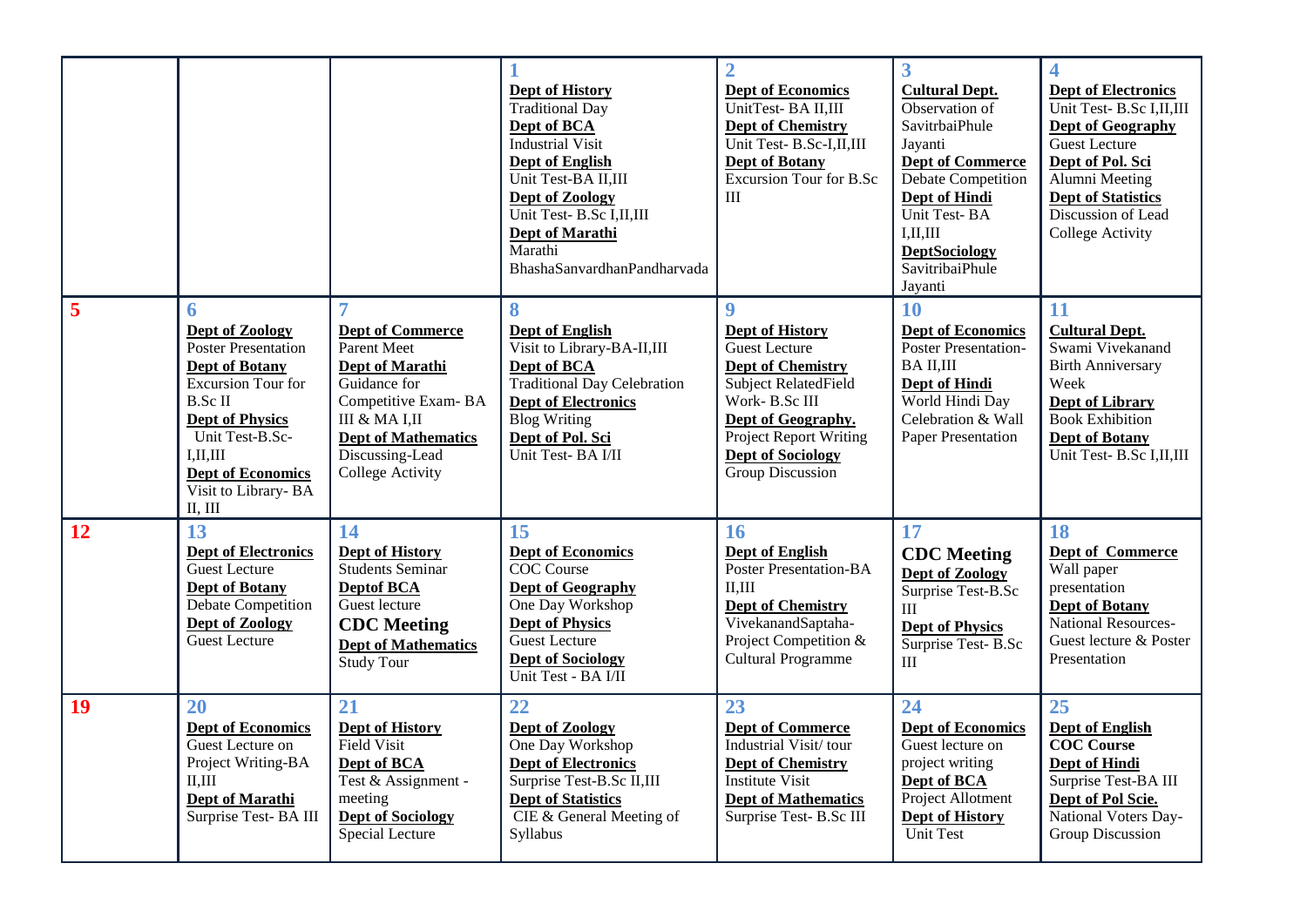| | | | | | | |
|---|---|---|---|---|---|---|
| | | | **1**<br>**Dept of History**<br>Traditional Day<br>**Dept of BCA**<br>Industrial Visit<br>**Dept of English**<br>Unit Test-BA II,III<br>**Dept of Zoology**<br>Unit Test- B.Sc I,II,III<br>**Dept of Marathi**<br>Marathi BhashaSanvardhanPandharvada | **2**<br>**Dept of Economics**<br>UnitTest- BA II,III<br>**Dept of Chemistry**<br>Unit Test- B.Sc-I,II,III<br>**Dept of Botany**<br>Excursion Tour for B.Sc III | **3**<br>**Cultural Dept.**<br>Observation of SavitrbaiPhule Jayanti<br>**Dept of Commerce**<br>Debate Competition<br>**Dept of Hindi**<br>Unit Test- BA I,II,III<br>**DeptSociology**<br>SavitribaiPhule Jayanti | **4**<br>**Dept of Electronics**<br>Unit Test- B.Sc I,II,III<br>**Dept of Geography**<br>Guest Lecture<br>**Dept of Pol. Sci**<br>Alumni Meeting<br>**Dept of Statistics**<br>Discussion of Lead College Activity |
| **5** | **6**<br>**Dept of Zoology**<br>Poster Presentation<br>**Dept of Botany**<br>Excursion Tour for B.Sc II<br>**Dept of Physics**<br>Unit Test-B.Sc-I,II,III<br>**Dept of Economics**<br>Visit to Library- BA II, III | **7**<br>**Dept of Commerce**<br>Parent Meet<br>**Dept of Marathi**<br>Guidance for Competitive Exam- BA III & MA I,II<br>**Dept of Mathematics**<br>Discussing-Lead College Activity | **8**<br>**Dept of English**<br>Visit to Library-BA-II,III<br>**Dept of BCA**<br>Traditional Day Celebration<br>**Dept of Electronics**<br>Blog Writing<br>**Dept of Pol. Sci**<br>Unit Test- BA I/II | **9**<br>**Dept of History**<br>Guest Lecture<br>**Dept of Chemistry**<br>Subject RelatedField Work- B.Sc III<br>**Dept of Geography.**<br>Project Report Writing<br>**Dept of Sociology**<br>Group Discussion | **10**<br>**Dept of Economics**<br>Poster Presentation-BA II,III<br>**Dept of Hindi**<br>World Hindi Day Celebration & Wall Paper Presentation | **11**<br>**Cultural Dept.**<br>Swami Vivekanand Birth Anniversary Week<br>**Dept of Library**<br>Book Exhibition<br>**Dept of Botany**<br>Unit Test- B.Sc I,II,III |
| **12** | **13**<br>**Dept of Electronics**<br>Guest Lecture<br>**Dept of Botany**<br>Debate Competition<br>**Dept of Zoology**<br>Guest Lecture | **14**<br>**Dept of History**<br>Students Seminar<br>**Deptof BCA**<br>Guest lecture<br>**CDC Meeting**<br>**Dept of Mathematics**<br>Study Tour | **15**<br>**Dept of Economics**<br>COC Course<br>**Dept of Geography**<br>One Day Workshop<br>**Dept of Physics**<br>Guest Lecture<br>**Dept of Sociology**<br>Unit Test - BA I/II | **16**<br>**Dept of English**<br>Poster Presentation-BA II,III<br>**Dept of Chemistry**<br>VivekanandSaptaha- Project Competition & Cultural Programme | **17**<br>**CDC Meeting**<br>**Dept of Zoology**<br>Surprise Test-B.Sc III<br>**Dept of Physics**<br>Surprise Test- B.Sc III | **18**<br>**Dept of Commerce**<br>Wall paper presentation<br>**Dept of Botany**<br>National Resources- Guest lecture & Poster Presentation |
| **19** | **20**<br>**Dept of Economics**<br>Guest Lecture on Project Writing-BA II,III<br>**Dept of Marathi**<br>Surprise Test- BA III | **21**<br>**Dept of History**<br>Field Visit<br>**Dept of BCA**<br>Test & Assignment - meeting<br>**Dept of Sociology**<br>Special Lecture | **22**<br>**Dept of Zoology**<br>One Day Workshop<br>**Dept of Electronics**<br>Surprise Test-B.Sc II,III<br>**Dept of Statistics**<br>CIE & General Meeting of Syllabus | **23**<br>**Dept of Commerce**<br>Industrial Visit/ tour<br>**Dept of Chemistry**<br>Institute Visit<br>**Dept of Mathematics**<br>Surprise Test- B.Sc III | **24**<br>**Dept of Economics**<br>Guest lecture on project writing<br>**Dept of BCA**<br>Project Allotment<br>**Dept of History**<br>Unit Test | **25**<br>**Dept of English**<br>**COC Course**<br>**Dept of Hindi**<br>Surprise Test-BA III<br>**Dept of Pol Scie.**<br>National Voters Day- Group Discussion |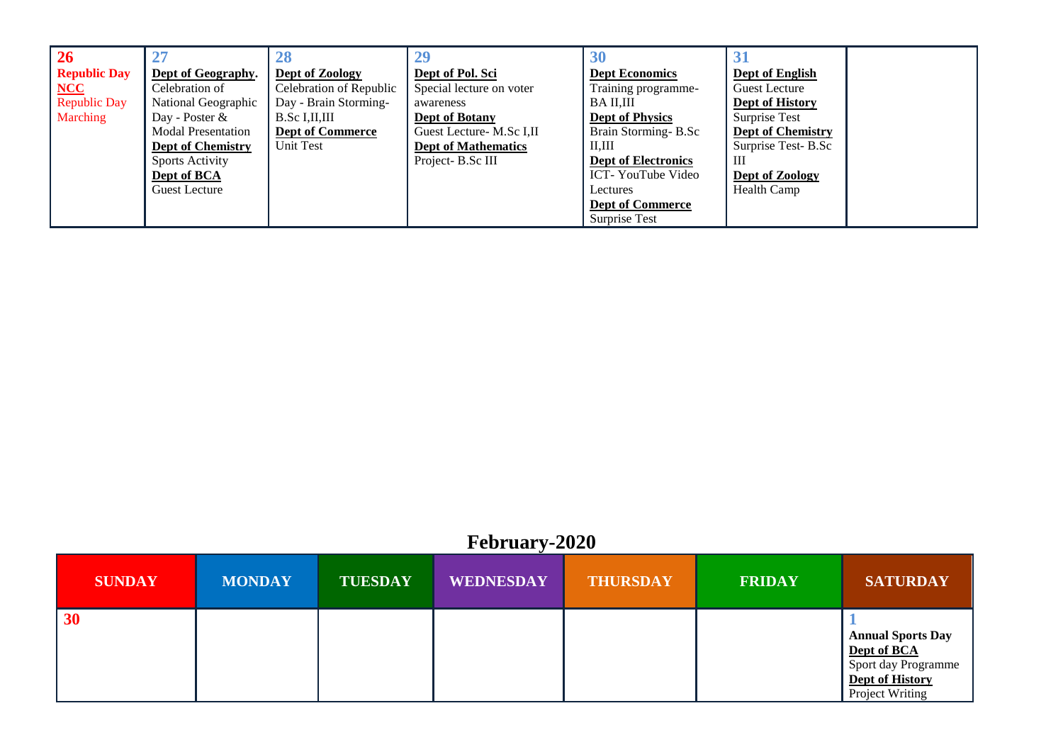| 26 | 27 | 28 | 29 | 30 | 31 | |
|---|---|---|---|---|---|---|
| **Republic Day**<br>**NCC**<br>Republic Day Marching | **Dept of Geography.**<br>Celebration of National Geographic Day - Poster & Modal Presentation<br>**Dept of Chemistry**<br>Sports Activity<br>**Dept of BCA**<br>Guest Lecture | **Dept of Zoology**<br>Celebration of Republic Day - Brain Storming- B.Sc I,II,III<br>**Dept of Commerce**<br>Unit Test | **Dept of Pol. Sci**<br>Special lecture on voter awareness<br>**Dept of Botany**<br>Guest Lecture- M.Sc I,II<br>**Dept of Mathematics**<br>Project- B.Sc III | **Dept Economics**<br>Training programme- BA II,III<br>**Dept of Physics**<br>Brain Storming- B.Sc II,III<br>**Dept of Electronics**<br>ICT- YouTube Video Lectures<br>**Dept of Commerce**<br>Surprise Test | **Dept of English**<br>Guest Lecture<br>**Dept of History**<br>Surprise Test<br>**Dept of Chemistry**<br>Surprise Test- B.Sc III<br>**Dept of Zoology**<br>Health Camp | |

## February-2020

| SUNDAY | MONDAY | TUESDAY | WEDNESDAY | THURSDAY | FRIDAY | SATURDAY |
|---|---|---|---|---|---|---|
| 30 | | | | | | 1<br>**Annual Sports Day**<br>**Dept of BCA**<br>Sport day Programme<br>**Dept of History**<br>Project Writing |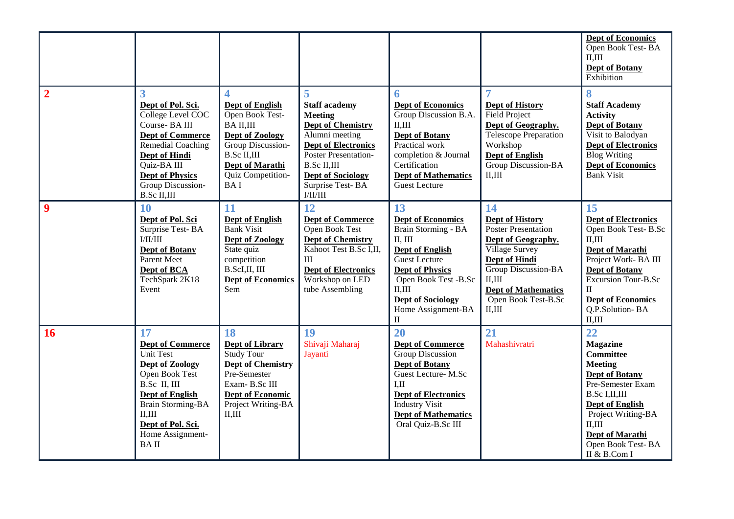| | | | | | | |
|---|---|---|---|---|---|---|
| | | | | | | **Dept of Economics** Open Book Test- BA II,III **Dept of Botany** Exhibition |
| **2** | **3** **Dept of Pol. Sci.** College Level COC Course- BA III **Dept of Commerce** Remedial Coaching **Dept of Hindi** Quiz-BA III **Dept of Physics** Group Discussion- B.Sc II,III | **4** **Dept of English** Open Book Test- BA II,III **Dept of Zoology** Group Discussion- B.Sc II,III **Dept of Marathi** Quiz Competition- BA I | **5** **Staff academy Meeting** **Dept of Chemistry** Alumni meeting **Dept of Electronics** Poster Presentation- B.Sc II,III **Dept of Sociology** Surprise Test- BA I/II/III | **6** **Dept of Economics** Group Discussion B.A. II,III **Dept of Botany** Practical work completion & Journal Certification **Dept of Mathematics** Guest Lecture | **7** **Dept of History** Field Project **Dept of Geography.** Telescope Preparation Workshop **Dept of English** Group Discussion-BA II,III | **8** **Staff Academy Activity** **Dept of Botany** Visit to Balodyan **Dept of Electronics** Blog Writing **Dept of Economics** Bank Visit |
| **9** | **10** **Dept of Pol. Sci** Surprise Test- BA I/II/III **Dept of Botany** Parent Meet **Dept of BCA** TechSpark 2K18 Event | **11** **Dept of English** Bank Visit **Dept of Zoology** State quiz competition B.ScI,II, III **Dept of Economics** Sem | **12** **Dept of Commerce** Open Book Test **Dept of Chemistry** Kahoot Test B.Sc I,II, III **Dept of Electronics** Workshop on LED tube Assembling | **13** **Dept of Economics** Brain Storming - BA II, III **Dept of English** Guest Lecture **Dept of Physics** Open Book Test -B.Sc II,III **Dept of Sociology** Home Assignment-BA II | **14** **Dept of History** Poster Presentation **Dept of Geography.** Village Survey **Dept of Hindi** Group Discussion-BA II,III **Dept of Mathematics** Open Book Test-B.Sc II,III | **15** **Dept of Electronics** Open Book Test- B.Sc II,III **Dept of Marathi** Project Work- BA III **Dept of Botany** Excursion Tour-B.Sc II **Dept of Economics** Q.P.Solution- BA II,III |
| **16** | **17** **Dept of Commerce** Unit Test **Dept of Zoology** Open Book Test B.Sc II, III **Dept of English** Brain Storming-BA II,III **Dept of Pol. Sci.** Home Assignment- BA II | **18** **Dept of Library** Study Tour **Dept of Chemistry** Pre-Semester Exam- B.Sc III **Dept of Economic** Project Writing-BA II,III | **19** Shivaji Maharaj Jayanti | **20** **Dept of Commerce** Group Discussion **Dept of Botany** Guest Lecture- M.Sc I,II **Dept of Electronics** Industry Visit **Dept of Mathematics** Oral Quiz-B.Sc III | **21** Mahashivratri | **22** **Magazine Committee Meeting** **Dept of Botany** Pre-Semester Exam B.Sc I,II,III **Dept of English** Project Writing-BA II,III **Dept of Marathi** Open Book Test- BA II & B.Com I |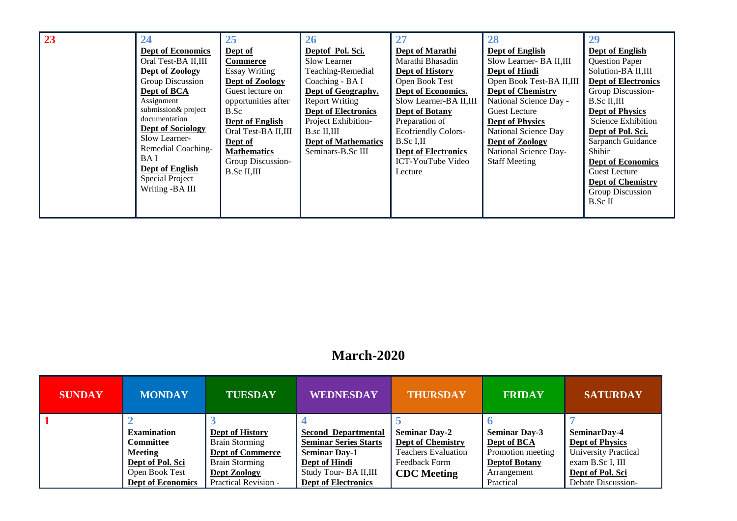| 23 | 24 | 25 | 26 | 27 | 28 | 29 |
|---|---|---|---|---|---|---|
| | **Dept of Economics** Oral Test-BA II,III **Dept of Zoology** Group Discussion **Dept of BCA** Assignment submission& project documentation **Dept of Sociology** Slow Learner-Remedial Coaching-BA I **Dept of English** Special Project Writing -BA III | **Dept of Commerce** Essay Writing **Dept of Zoology** Guest lecture on opportunities after B.Sc **Dept of English** Oral Test-BA II,III **Dept of Mathematics** Group Discussion-B.Sc II,III | **Deptof Pol. Sci.** Slow Learner Teaching-Remedial Coaching - BA I **Dept of Geography.** Report Writing **Dept of Electronics** Project Exhibition-B.sc II,III **Dept of Mathematics** Seminars-B.Sc III | **Dept of Marathi** Marathi Bhasadin **Dept of History** Open Book Test **Dept of Economics.** Slow Learner-BA II,III **Dept of Botany** Preparation of Ecofriendly Colors-B.Sc I,II **Dept of Electronics** ICT-YouTube Video Lecture | **Dept of English** Slow Learner- BA II,III **Dept of Hindi** Open Book Test-BA II,III **Dept of Chemistry** National Science Day - Guest Lecture **Dept of Physics** National Science Day **Dept of Zoology** National Science Day-Staff Meeting | **Dept of English** Question Paper Solution-BA II,III **Dept of Electronics** Group Discussion-B.Sc II,III **Dept of Physics** Science Exhibition **Dept of Pol. Sci.** Sarpanch Guidance Shibir **Dept of Economics** Guest Lecture **Dept of Chemistry** Group Discussion B.Sc II |

## March-2020

| SUNDAY | MONDAY | TUESDAY | WEDNESDAY | THURSDAY | FRIDAY | SATURDAY |
|---|---|---|---|---|---|---|
| 1 | 2 **Examination Committee Meeting** **Dept of Pol. Sci** Open Book Test **Dept of Economics** | 3 **Dept of History** Brain Storming **Dept of Commerce** Brain Storming **Dept Zoology** Practical Revision - | 4 **Second Departmental Seminar Series Starts** **Seminar Day-1** **Dept of Hindi** Study Tour- BA II,III **Dept of Electronics** | 5 **Seminar Day-2** **Dept of Chemistry** Teachers Evaluation Feedback Form **CDC Meeting** | 6 **Seminar Day-3** **Dept of BCA** Promotion meeting **Deptof Botany** Arrangement Practical | 7 **SeminarDay-4** **Dept of Physics** University Practical exam B.Sc I, III **Dept of Pol. Sci** Debate Discussion- |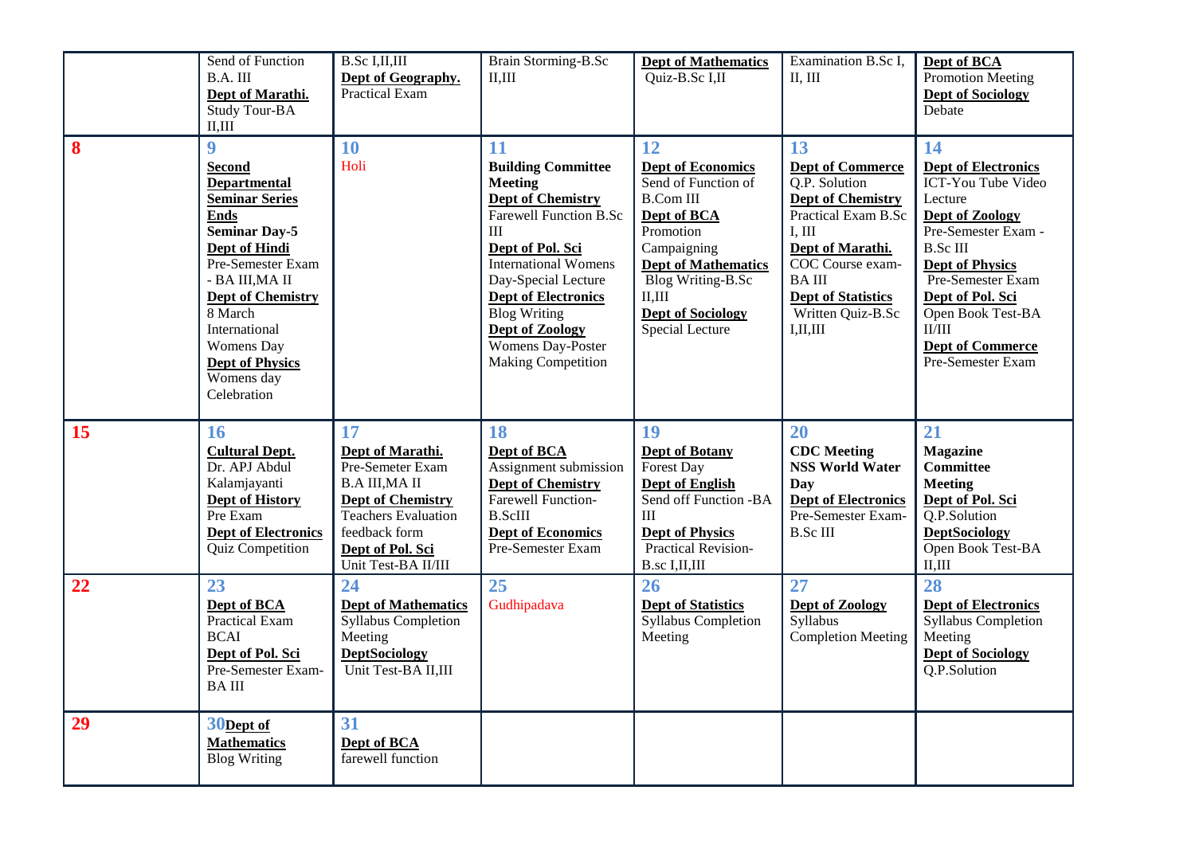| | | | | | | |
|---|---|---|---|---|---|---|
| | Send of Function B.A. III **Dept of Marathi.** Study Tour-BA II,III | B.Sc I,II,III **Dept of Geography.** Practical Exam | Brain Storming-B.Sc II,III | **Dept of Mathematics** Quiz-B.Sc I,II | Examination B.Sc I, II, III | **Dept of BCA** Promotion Meeting **Dept of Sociology** Debate |
| **8** | **9** **Second Departmental Seminar Series Ends** **Seminar Day-5** **Dept of Hindi** Pre-Semester Exam - BA III,MA II **Dept of Chemistry** 8 March International Womens Day **Dept of Physics** Womens day Celebration | **10** Holi | **11** **Building Committee Meeting** **Dept of Chemistry** Farewell Function B.Sc III **Dept of Pol. Sci** International Womens Day-Special Lecture **Dept of Electronics** Blog Writing **Dept of Zoology** Womens Day-Poster Making Competition | **12** **Dept of Economics** Send of Function of B.Com III **Dept of BCA** Promotion Campaigning **Dept of Mathematics** Blog Writing-B.Sc II,III **Dept of Sociology** Special Lecture | **13** **Dept of Commerce** Q.P. Solution **Dept of Chemistry** Practical Exam B.Sc I, III **Dept of Marathi.** COC Course exam-BA III **Dept of Statistics** Written Quiz-B.Sc I,II,III | **14** **Dept of Electronics** ICT-You Tube Video Lecture **Dept of Zoology** Pre-Semester Exam - B.Sc III **Dept of Physics** Pre-Semester Exam **Dept of Pol. Sci** Open Book Test-BA II/III **Dept of Commerce** Pre-Semester Exam |
| **15** | **16** **Cultural Dept.** Dr. APJ Abdul Kalamjayanti **Dept of History** Pre Exam **Dept of Electronics** Quiz Competition | **17** **Dept of Marathi.** Pre-Semeter Exam B.A III,MA II **Dept of Chemistry** Teachers Evaluation feedback form **Dept of Pol. Sci** Unit Test-BA II/III | **18** **Dept of BCA** Assignment submission **Dept of Chemistry** Farewell Function-B.ScIII **Dept of Economics** Pre-Semester Exam | **19** **Dept of Botany** Forest Day **Dept of English** Send off Function -BA III **Dept of Physics** Practical Revision-B.sc I,II,III | **20** **CDC Meeting** **NSS World Water Day** **Dept of Electronics** Pre-Semester Exam-B.Sc III | **21** **Magazine Committee Meeting** **Dept of Pol. Sci** Q.P.Solution **DeptSociology** Open Book Test-BA II,III |
| **22** | **23** **Dept of BCA** Practical Exam BCAI **Dept of Pol. Sci** Pre-Semester Exam-BA III | **24** **Dept of Mathematics** Syllabus Completion Meeting **DeptSociology** Unit Test-BA II,III | **25** Gudhipadava | **26** **Dept of Statistics** Syllabus Completion Meeting | **27** **Dept of Zoology** Syllabus Completion Meeting | **28** **Dept of Electronics** Syllabus Completion Meeting **Dept of Sociology** Q.P.Solution |
| **29** | **30** **Dept of Mathematics** Blog Writing | **31** **Dept of BCA** farewell function | | | | |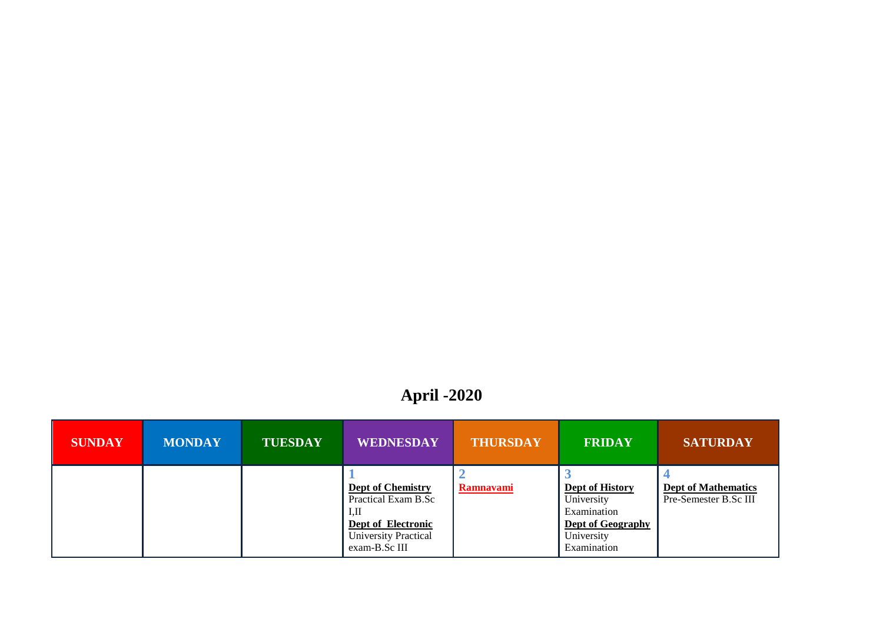# April -2020

| SUNDAY | MONDAY | TUESDAY | WEDNESDAY | THURSDAY | FRIDAY | SATURDAY |
|---|---|---|---|---|---|---|
| | | | 1 **Dept of Chemistry** Practical Exam B.Sc I,II **Dept of Electronic** University Practical exam-B.Sc III | 2 **Ramnavami** | 3 **Dept of History** University Examination **Dept of Geography** University Examination | 4 **Dept of Mathematics** Pre-Semester B.Sc III |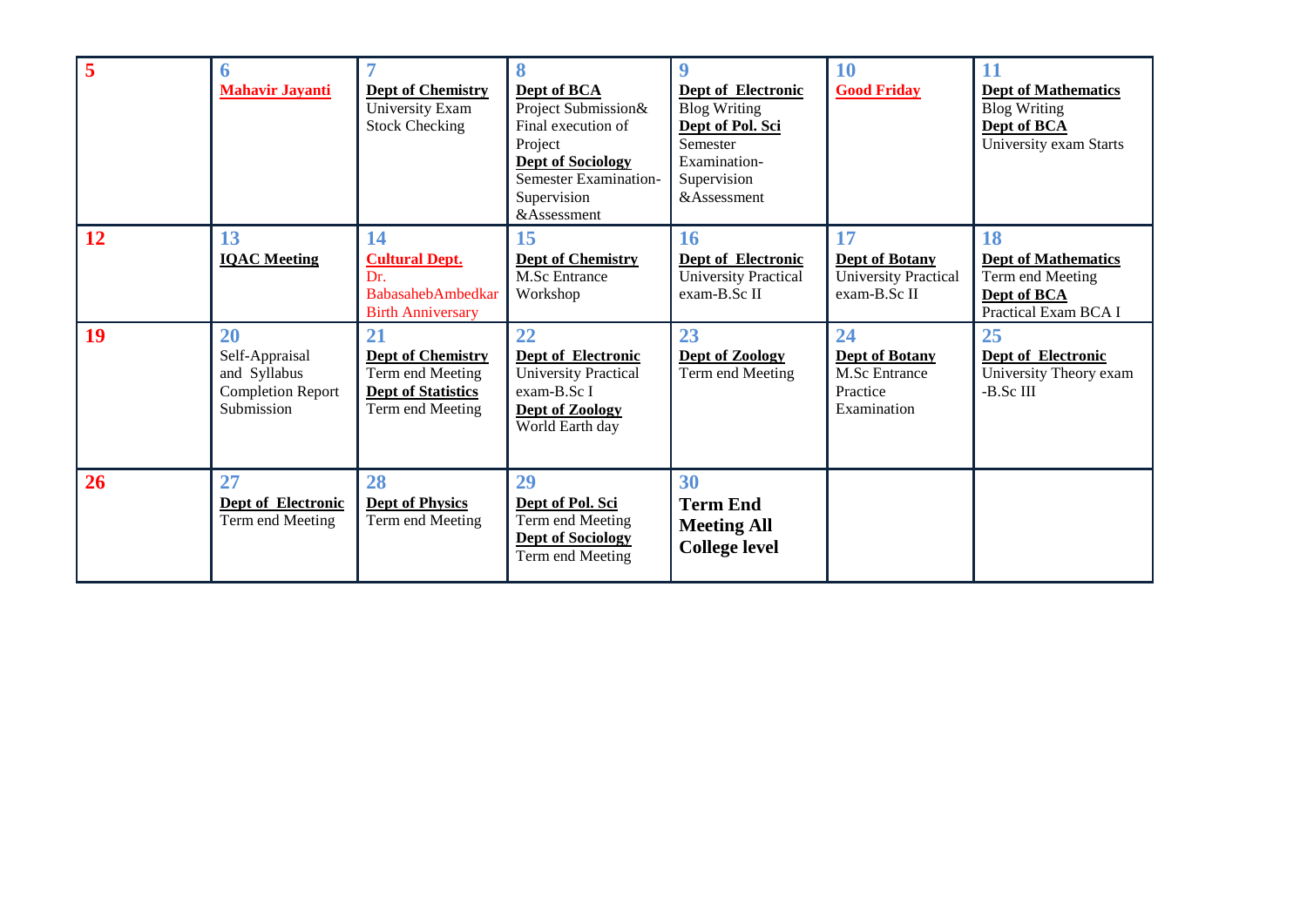| | | | | | | |
|---|---|---|---|---|---|---|
| 5 | 6<br>**Mahavir Jayanti** | 7<br>**Dept of Chemistry**<br>University Exam Stock Checking | 8<br>**Dept of BCA**<br>Project Submission& Final execution of Project<br>**Dept of Sociology**<br>Semester Examination-Supervision &Assessment | 9<br>**Dept of Electronic**<br>Blog Writing<br>**Dept of Pol. Sci**<br>Semester Examination-Supervision &Assessment | 10<br>**Good Friday** | 11<br>**Dept of Mathematics**<br>Blog Writing<br>**Dept of BCA**<br>University exam Starts |
| 12 | 13<br>**IQAC Meeting** | 14<br>**Cultural Dept.**<br>Dr. BabasahebAmbedkar Birth Anniversary | 15<br>**Dept of Chemistry**<br>M.Sc Entrance Workshop | 16<br>**Dept of Electronic**<br>University Practical exam-B.Sc II | 17<br>**Dept of Botany**<br>University Practical exam-B.Sc II | 18<br>**Dept of Mathematics**<br>Term end Meeting<br>**Dept of BCA**<br>Practical Exam BCA I |
| 19 | 20<br>Self-Appraisal and Syllabus Completion Report Submission | 21<br>**Dept of Chemistry**<br>Term end Meeting<br>**Dept of Statistics**<br>Term end Meeting | 22<br>**Dept of Electronic**<br>University Practical exam-B.Sc I<br>**Dept of Zoology**<br>World Earth day | 23<br>**Dept of Zoology**<br>Term end Meeting | 24<br>**Dept of Botany**<br>M.Sc Entrance Practice Examination | 25<br>**Dept of Electronic**<br>University Theory exam -B.Sc III |
| 26 | 27<br>**Dept of Electronic**<br>Term end Meeting | 28<br>**Dept of Physics**<br>Term end Meeting | 29<br>**Dept of Pol. Sci**<br>Term end Meeting<br>**Dept of Sociology**<br>Term end Meeting | 30<br>**Term End Meeting All College level** | | |